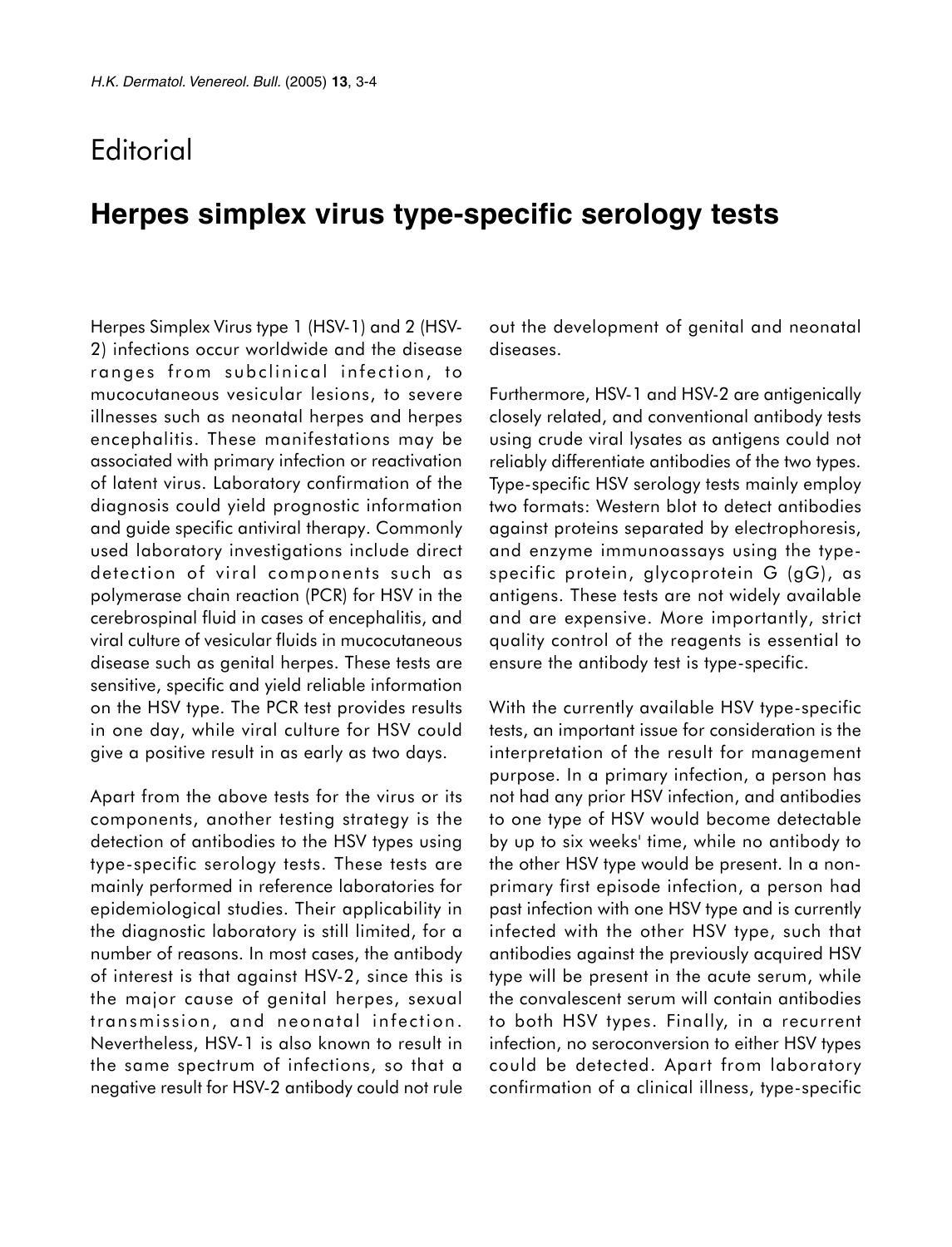# Editorial

## Herpes simplex virus type-specific serology tests

Herpes Simplex Virus type 1 (HSV-1) and 2 (HSV-2) infections occur worldwide and the disease ranges from subclinical infection, to mucocutaneous vesicular lesions, to severe illnesses such as neonatal herpes and herpes encephalitis. These manifestations may be associated with primary infection or reactivation of latent virus. Laboratory confirmation of the diagnosis could yield prognostic information and guide specific antiviral therapy. Commonly used laboratory investigations include direct detection of viral components such as polymerase chain reaction (PCR) for HSV in the cerebrospinal fluid in cases of encephalitis, and viral culture of vesicular fluids in mucocutaneous disease such as genital herpes. These tests are sensitive, specific and yield reliable information on the HSV type. The PCR test provides results in one day, while viral culture for HSV could give a positive result in as early as two days.

Apart from the above tests for the virus or its components, another testing strategy is the detection of antibodies to the HSV types using type-specific serology tests. These tests are mainly performed in reference laboratories for epidemiological studies. Their applicability in the diagnostic laboratory is still limited, for a number of reasons. In most cases, the antibody of interest is that against HSV-2, since this is the major cause of genital herpes, sexual transmission, and neonatal infection. Nevertheless, HSV-1 is also known to result in the same spectrum of infections, so that a negative result for HSV-2 antibody could not rule out the development of genital and neonatal diseases.

Furthermore, HSV-1 and HSV-2 are antigenically closely related, and conventional antibody tests using crude viral lysates as antigens could not reliably differentiate antibodies of the two types. Type-specific HSV serology tests mainly employ two formats: Western blot to detect antibodies against proteins separated by electrophoresis, and enzyme immunoassays using the type-specific protein, glycoprotein G (gG), as antigens. These tests are not widely available and are expensive. More importantly, strict quality control of the reagents is essential to ensure the antibody test is type-specific.

With the currently available HSV type-specific tests, an important issue for consideration is the interpretation of the result for management purpose. In a primary infection, a person has not had any prior HSV infection, and antibodies to one type of HSV would become detectable by up to six weeks' time, while no antibody to the other HSV type would be present. In a non-primary first episode infection, a person had past infection with one HSV type and is currently infected with the other HSV type, such that antibodies against the previously acquired HSV type will be present in the acute serum, while the convalescent serum will contain antibodies to both HSV types. Finally, in a recurrent infection, no seroconversion to either HSV types could be detected. Apart from laboratory confirmation of a clinical illness, type-specific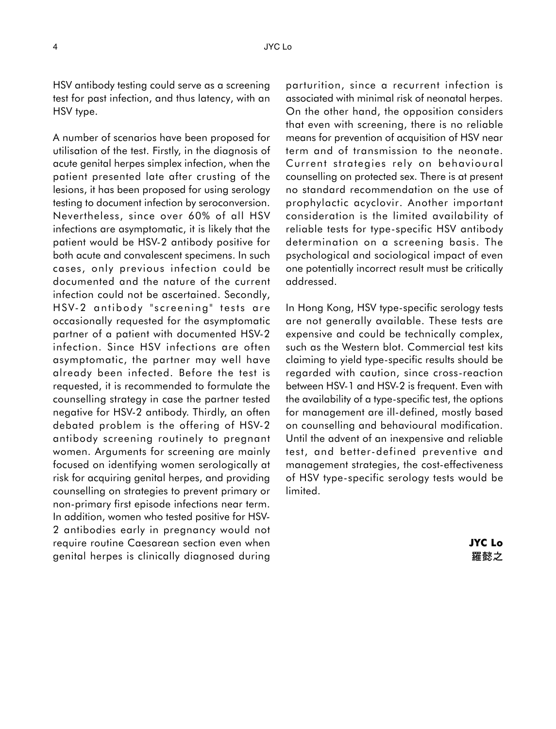HSV antibody testing could serve as a screening test for past infection, and thus latency, with an HSV type.

A number of scenarios have been proposed for utilisation of the test. Firstly, in the diagnosis of acute genital herpes simplex infection, when the patient presented late after crusting of the lesions, it has been proposed for using serology testing to document infection by seroconversion. Nevertheless, since over 60% of all HSV infections are asymptomatic, it is likely that the patient would be HSV-2 antibody positive for both acute and convalescent specimens. In such cases, only previous infection could be documented and the nature of the current infection could not be ascertained. Secondly, HSV-2 antibody "screening" tests are occasionally requested for the asymptomatic partner of a patient with documented HSV-2 infection. Since HSV infections are often asymptomatic, the partner may well have already been infected. Before the test is requested, it is recommended to formulate the counselling strategy in case the partner tested negative for HSV-2 antibody. Thirdly, an often debated problem is the offering of HSV-2 antibody screening routinely to pregnant women. Arguments for screening are mainly focused on identifying women serologically at risk for acquiring genital herpes, and providing counselling on strategies to prevent primary or non-primary first episode infections near term. In addition, women who tested positive for HSV-2 antibodies early in pregnancy would not require routine Caesarean section even when genital herpes is clinically diagnosed during parturition, since a recurrent infection is associated with minimal risk of neonatal herpes. On the other hand, the opposition considers that even with screening, there is no reliable means for prevention of acquisition of HSV near term and of transmission to the neonate. Current strategies rely on behavioural counselling on protected sex. There is at present no standard recommendation on the use of prophylactic acyclovir. Another important consideration is the limited availability of reliable tests for type-specific HSV antibody determination on a screening basis. The psychological and sociological impact of even one potentially incorrect result must be critically addressed.

In Hong Kong, HSV type-specific serology tests are not generally available. These tests are expensive and could be technically complex, such as the Western blot. Commercial test kits claiming to yield type-specific results should be regarded with caution, since cross-reaction between HSV-1 and HSV-2 is frequent. Even with the availability of a type-specific test, the options for management are ill-defined, mostly based on counselling and behavioural modification. Until the advent of an inexpensive and reliable test, and better-defined preventive and management strategies, the cost-effectiveness of HSV type-specific serology tests would be limited.

**JYC Lo**
**羅懿之**